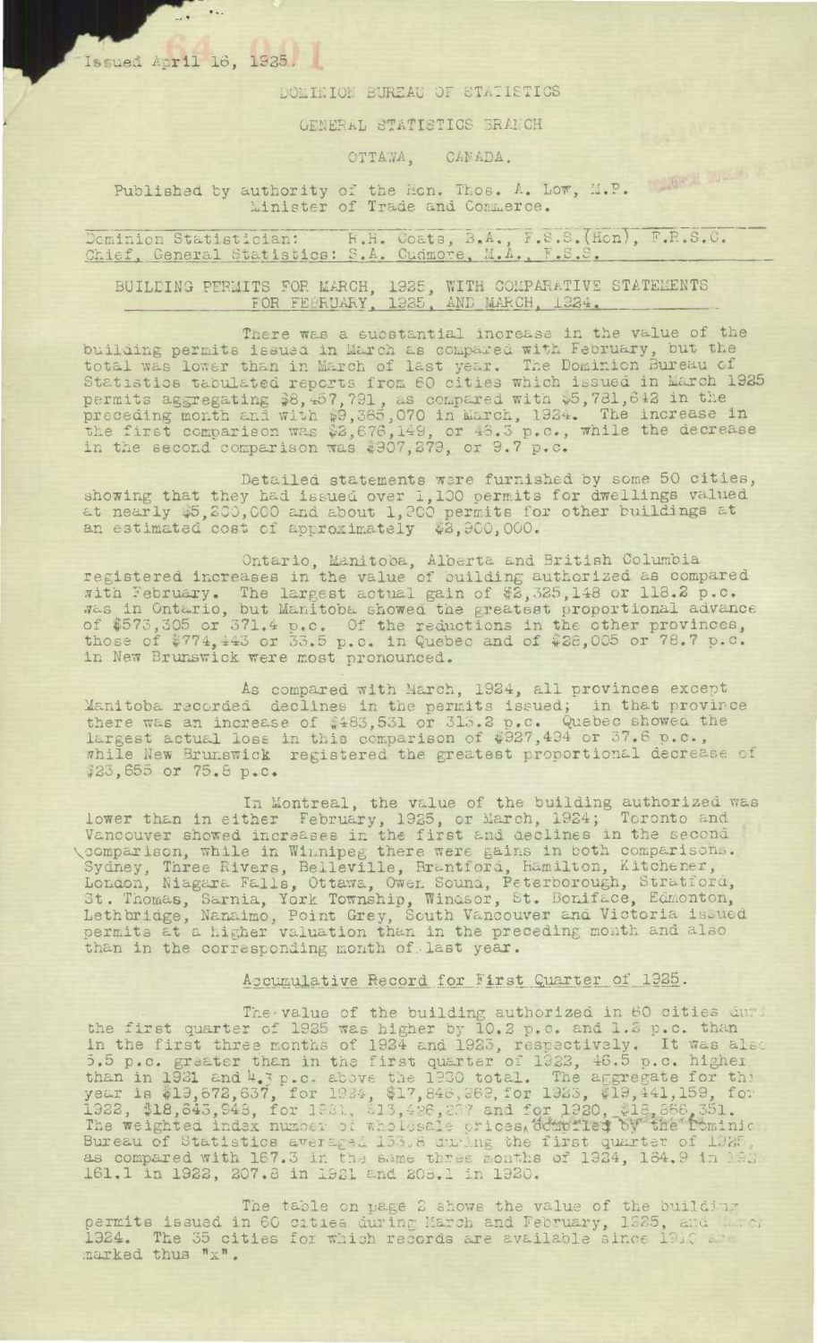Issued April 16, 1925.

DOMINION BUREAU OF STATISTICS

GENERAL STATISTICS BRANCH

OTTAWA, CANADA.

Published by authority of the Hon. Thos. A. Low, M.P.
Minister of Trade and Commerce.

Dominion Statistician: R.H. Coats, B.A., F.S.S.(Hon), F.R.S.C.
Chief, General Statistics: S.A. Cudmore, M.A., F.S.S.

## BUILDING PERMITS FOR MARCH, 1925, WITH COMPARATIVE STATEMENTS FOR FEBRUARY, 1925, AND MARCH, 1924.

There was a substantial increase in the value of the building permits issued in March as compared with February, but the total was lower than in March of last year. The Dominion Bureau of Statistics tabulated reports from 60 cities which issued in March 1925 permits aggregating $8,457,791, as compared with $5,781,642 in the preceding month and with $9,365,070 in March, 1924. The increase in the first comparison was $2,676,149, or 46.3 p.c., while the decrease in the second comparison was $907,279, or 9.7 p.c.

Detailed statements were furnished by some 50 cities, showing that they had issued over 1,100 permits for dwellings valued at nearly $5,200,000 and about 1,200 permits for other buildings at an estimated cost of approximately $2,900,000.

Ontario, Manitoba, Alberta and British Columbia registered increases in the value of building authorized as compared with February. The largest actual gain of $2,325,148 or 118.2 p.c. was in Ontario, but Manitoba showed the greatest proportional advance of $573,305 or 371.4 p.c. Of the reductions in the other provinces, those of $774,443 or 35.5 p.c. in Quebec and of $28,005 or 78.7 p.c. in New Brunswick were most pronounced.

As compared with March, 1924, all provinces except Manitoba recorded declines in the permits issued; in that province there was an increase of $483,531 or 318.2 p.c. Quebec showed the largest actual loss in this comparison of $927,494 or 37.6 p.c., while New Brunswick registered the greatest proportional decrease of $23,655 or 75.8 p.c.

In Montreal, the value of the building authorized was lower than in either February, 1925, or March, 1924; Toronto and Vancouver showed increases in the first and declines in the second comparison, while in Winnipeg there were gains in both comparisons. Sydney, Three Rivers, Belleville, Brantford, Hamilton, Kitchener, London, Niagara Falls, Ottawa, Owen Sound, Peterborough, Stratford, St. Thomas, Sarnia, York Township, Windsor, St. Boniface, Edmonton, Lethbridge, Nanaimo, Point Grey, South Vancouver and Victoria issued permits at a higher valuation than in the preceding month and also than in the corresponding month of last year.

### Accumulative Record for First Quarter of 1925.

The value of the building authorized in 60 cities during the first quarter of 1925 was higher by 10.2 p.c. and 1.2 p.c. than in the first three months of 1924 and 1923, respectively. It was also 5.5 p.c. greater than in the first quarter of 1922, 46.5 p.c. higher than in 1921 and 4.3 p.c. above the 1920 total. The aggregate for this year is $19,672,637, for 1924, $17,846,862, for 1923, $19,441,159, for 1922, $18,645,948, for 1921, $13,426,237 and for 1920, $18,868,351. The weighted index number of wholesale prices, compiled by the Dominion Bureau of Statistics averaged 155.8 during the first quarter of 1925, as compared with 157.3 in the same three months of 1924, 154.9 in 1923, 161.1 in 1922, 207.8 in 1921 and 208.1 in 1920.

The table on page 2 shows the value of the building permits issued in 60 cities during March and February, 1925, and March 1924. The 35 cities for which records are available since 1910 are marked thus "x".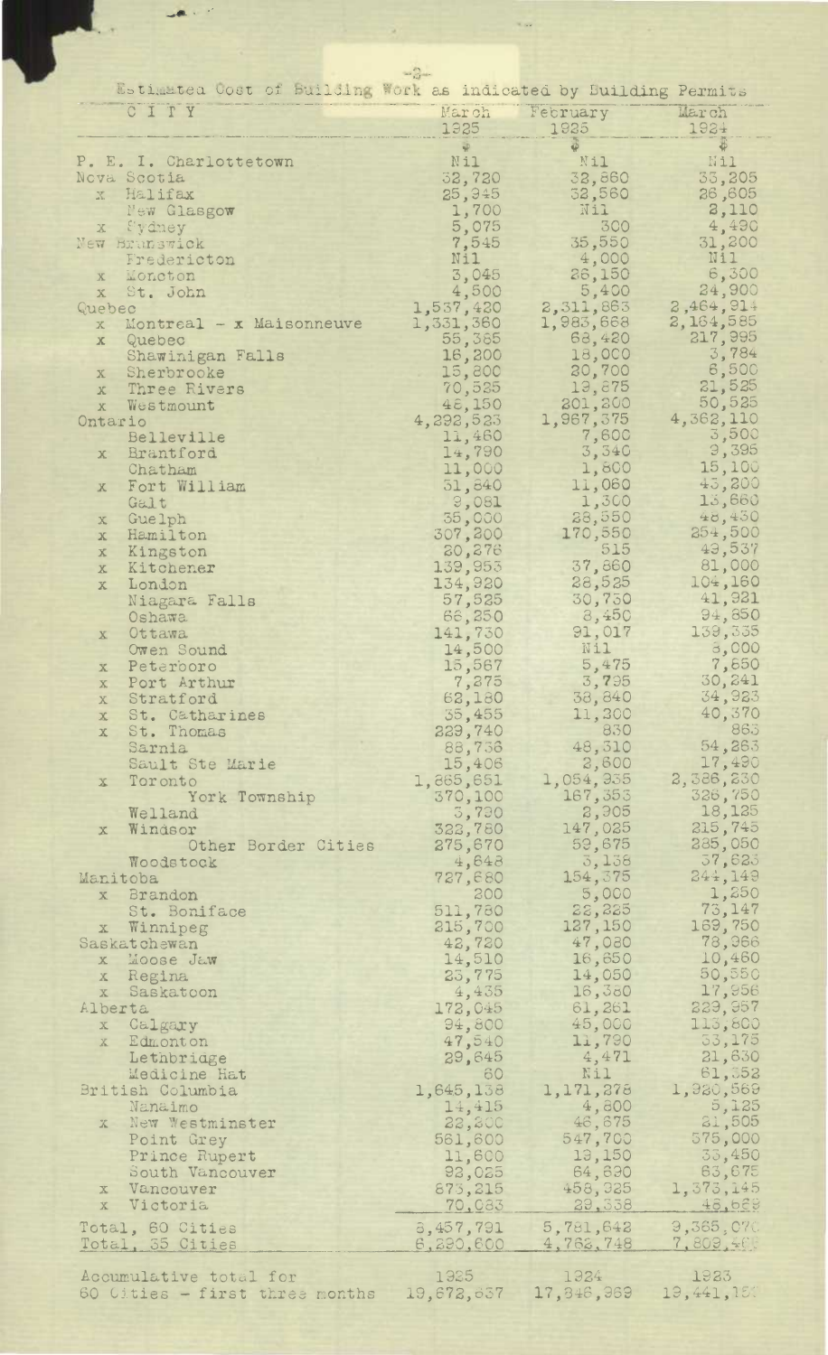Estimated Cost of Building Work as indicated by Building Permits

| CITY | March 1925 | February 1925 | March 1924 |
|---|---|---|---|
| | $ | $ | $ |
| P. E. I. Charlottetown | Nil | Nil | Nil |
| Nova Scotia | 32,720 | 32,860 | 33,205 |
| x Halifax | 25,945 | 32,560 | 26,605 |
| New Glasgow | 1,700 | Nil | 2,110 |
| x Sydney | 5,075 | 300 | 4,490 |
| New Brunswick | 7,545 | 35,550 | 31,200 |
| Fredericton | Nil | 4,000 | Nil |
| x Moncton | 3,045 | 26,150 | 6,300 |
| x St. John | 4,500 | 5,400 | 24,900 |
| Quebec | 1,537,420 | 2,311,863 | 2,464,914 |
| x Montreal - x Maisonneuve | 1,331,360 | 1,983,668 | 2,164,585 |
| x Quebec | 55,365 | 68,420 | 217,995 |
| Shawinigan Falls | 18,200 | 18,000 | 3,784 |
| x Sherbrooke | 15,800 | 20,700 | 6,500 |
| x Three Rivers | 70,525 | 19,875 | 21,525 |
| x Westmount | 46,150 | 201,200 | 50,525 |
| Ontario | 4,292,523 | 1,967,375 | 4,362,110 |
| Belleville | 11,460 | 7,600 | 3,500 |
| x Brantford | 14,790 | 3,340 | 9,395 |
| Chatham | 11,000 | 1,800 | 15,100 |
| x Fort William | 31,840 | 11,060 | 43,200 |
| Galt | 9,081 | 1,300 | 13,660 |
| x Guelph | 35,000 | 28,550 | 48,430 |
| x Hamilton | 307,200 | 170,550 | 254,500 |
| x Kingston | 20,276 | 515 | 49,537 |
| x Kitchener | 139,953 | 37,860 | 81,000 |
| x London | 134,920 | 28,525 | 104,160 |
| Niagara Falls | 57,525 | 30,730 | 41,821 |
| Oshawa | 66,250 | 8,450 | 94,850 |
| x Ottawa | 141,730 | 91,017 | 139,335 |
| Owen Sound | 14,500 | Nil | 8,000 |
| x Peterboro | 15,567 | 5,475 | 7,650 |
| x Port Arthur | 7,375 | 3,795 | 30,241 |
| x Stratford | 62,180 | 38,840 | 34,923 |
| x St. Catharines | 35,455 | 11,300 | 40,370 |
| x St. Thomas | 229,740 | 830 | 865 |
| Sarnia | 88,736 | 48,310 | 54,263 |
| Sault Ste Marie | 15,406 | 2,600 | 17,490 |
| x Toronto | 1,865,651 | 1,054,335 | 2,336,230 |
| York Township | 370,100 | 167,353 | 326,750 |
| Welland | 3,790 | 2,905 | 18,125 |
| x Windsor | 322,780 | 147,025 | 215,745 |
| Other Border Cities | 275,670 | 59,675 | 285,050 |
| Woodstock | 4,848 | 3,138 | 37,623 |
| Manitoba | 727,680 | 154,375 | 244,149 |
| x Brandon | 200 | 5,000 | 1,250 |
| St. Boniface | 511,780 | 22,225 | 73,147 |
| x Winnipeg | 215,700 | 127,150 | 169,750 |
| Saskatchewan | 42,720 | 47,080 | 78,966 |
| x Moose Jaw | 14,510 | 16,650 | 10,460 |
| x Regina | 23,775 | 14,050 | 50,550 |
| x Saskatoon | 4,435 | 16,380 | 17,956 |
| Alberta | 172,045 | 61,261 | 229,957 |
| x Calgary | 94,800 | 45,000 | 113,800 |
| x Edmonton | 47,540 | 11,790 | 33,175 |
| Lethbridge | 29,645 | 4,471 | 21,630 |
| Medicine Hat | 60 | Nil | 61,352 |
| British Columbia | 1,645,138 | 1,171,278 | 1,920,569 |
| Nanaimo | 14,415 | 4,800 | 5,125 |
| x New Westminster | 22,300 | 46,875 | 21,505 |
| Point Grey | 561,600 | 547,700 | 375,000 |
| Prince Rupert | 11,600 | 19,150 | 33,450 |
| South Vancouver | 92,025 | 64,830 | 63,875 |
| x Vancouver | 873,215 | 458,325 | 1,373,145 |
| x Victoria | 70,083 | 29,338 | 48,669 |
| Total, 60 Cities | 8,457,791 | 5,781,842 | 9,365,070 |
| Total, 35 Cities | 6,290,600 | 4,762,748 | 7,809,469 |

| Accumulative total for 60 Cities - first three months | 1925 | 1924 | 1923 |
|---|---|---|---|
| | 19,672,637 | 17,346,969 | 19,441,157 |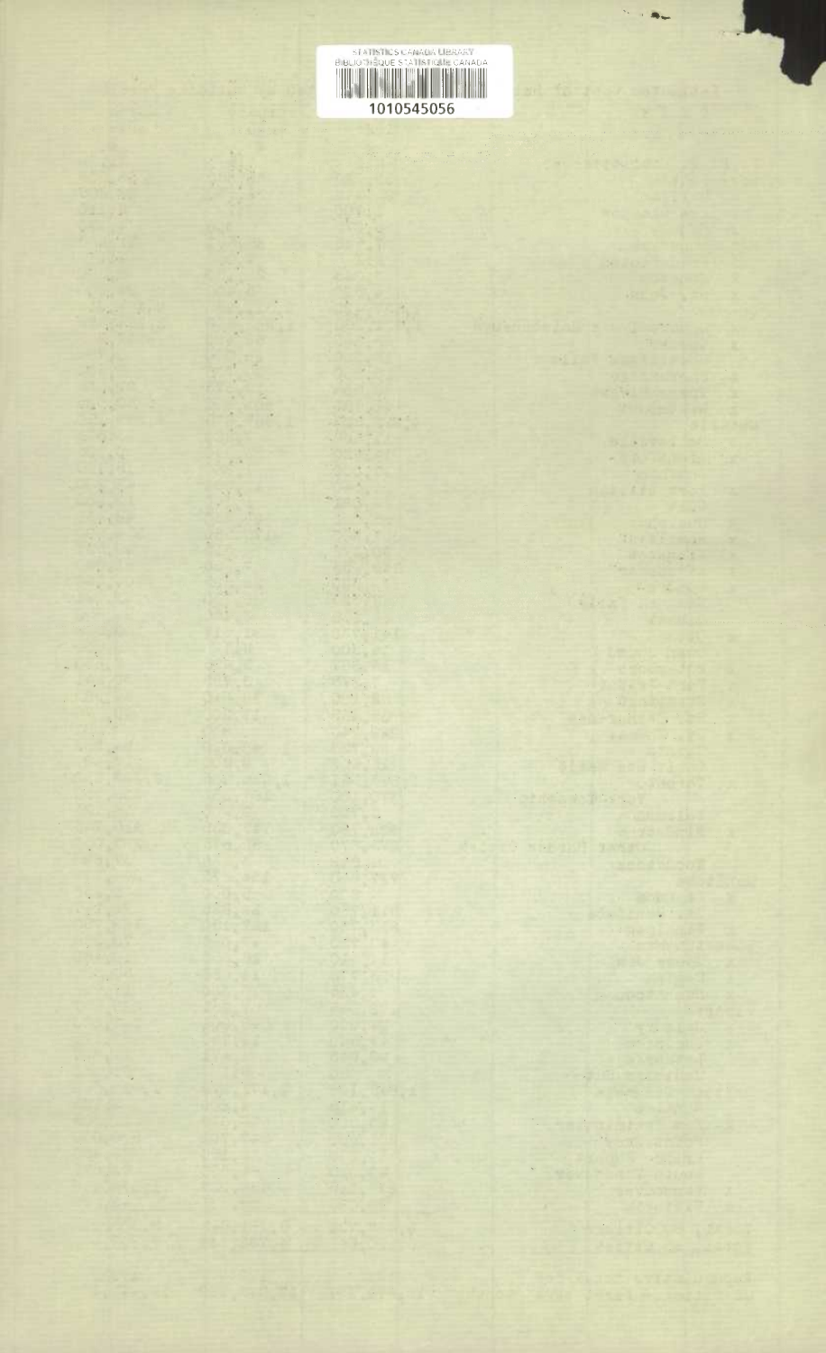STATISTICS CANADA LIBRARY
BIBLIOTHÈQUE STATISTIQUE CANADA

1010545056